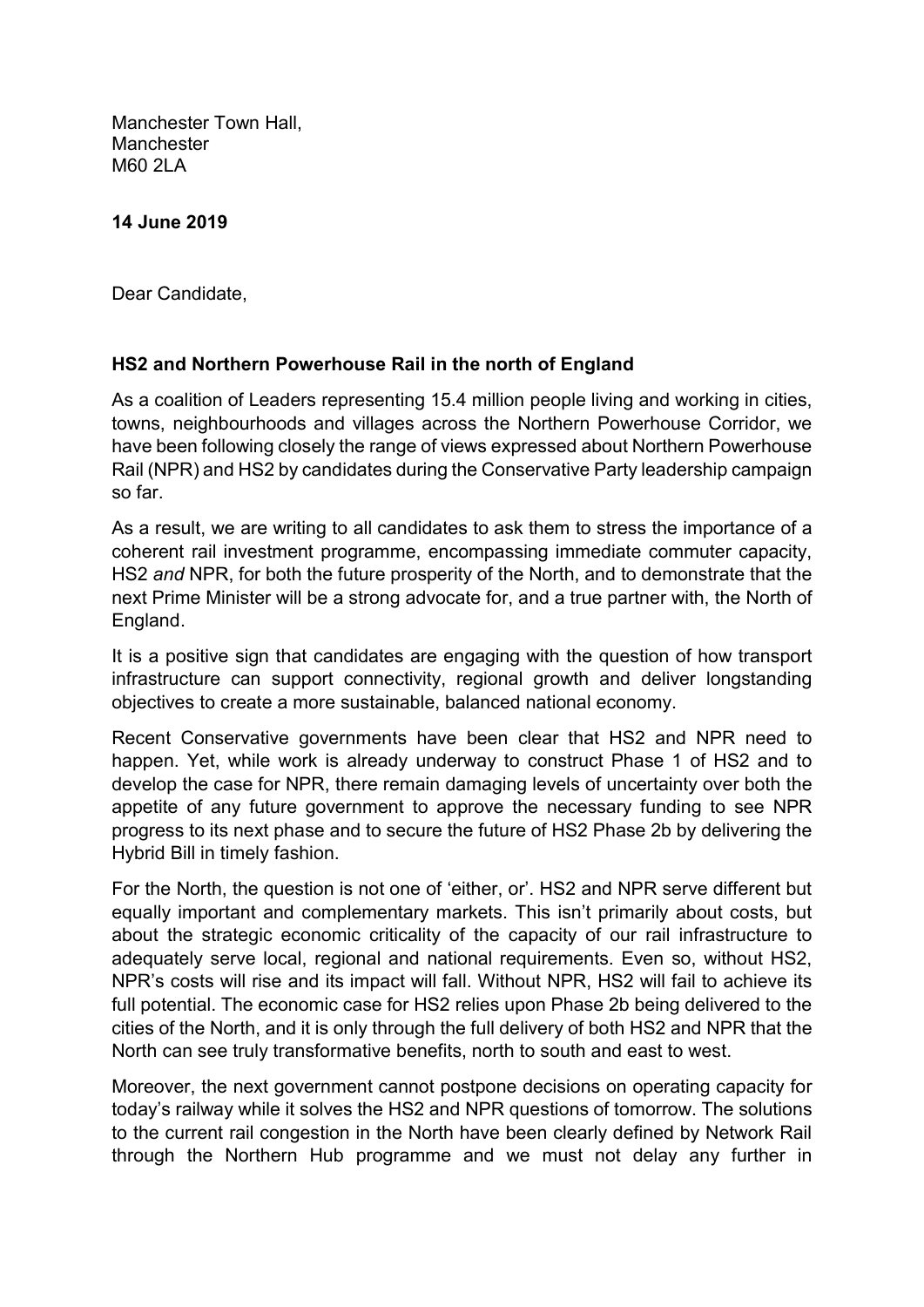Manchester Town Hall,
Manchester
M60 2LA

**14 June 2019**

Dear Candidate,

**HS2 and Northern Powerhouse Rail in the north of England**

As a coalition of Leaders representing 15.4 million people living and working in cities, towns, neighbourhoods and villages across the Northern Powerhouse Corridor, we have been following closely the range of views expressed about Northern Powerhouse Rail (NPR) and HS2 by candidates during the Conservative Party leadership campaign so far.

As a result, we are writing to all candidates to ask them to stress the importance of a coherent rail investment programme, encompassing immediate commuter capacity, HS2 *and* NPR, for both the future prosperity of the North, and to demonstrate that the next Prime Minister will be a strong advocate for, and a true partner with, the North of England.

It is a positive sign that candidates are engaging with the question of how transport infrastructure can support connectivity, regional growth and deliver longstanding objectives to create a more sustainable, balanced national economy.

Recent Conservative governments have been clear that HS2 and NPR need to happen. Yet, while work is already underway to construct Phase 1 of HS2 and to develop the case for NPR, there remain damaging levels of uncertainty over both the appetite of any future government to approve the necessary funding to see NPR progress to its next phase and to secure the future of HS2 Phase 2b by delivering the Hybrid Bill in timely fashion.

For the North, the question is not one of 'either, or'. HS2 and NPR serve different but equally important and complementary markets. This isn't primarily about costs, but about the strategic economic criticality of the capacity of our rail infrastructure to adequately serve local, regional and national requirements. Even so, without HS2, NPR's costs will rise and its impact will fall. Without NPR, HS2 will fail to achieve its full potential. The economic case for HS2 relies upon Phase 2b being delivered to the cities of the North, and it is only through the full delivery of both HS2 and NPR that the North can see truly transformative benefits, north to south and east to west.

Moreover, the next government cannot postpone decisions on operating capacity for today's railway while it solves the HS2 and NPR questions of tomorrow. The solutions to the current rail congestion in the North have been clearly defined by Network Rail through the Northern Hub programme and we must not delay any further in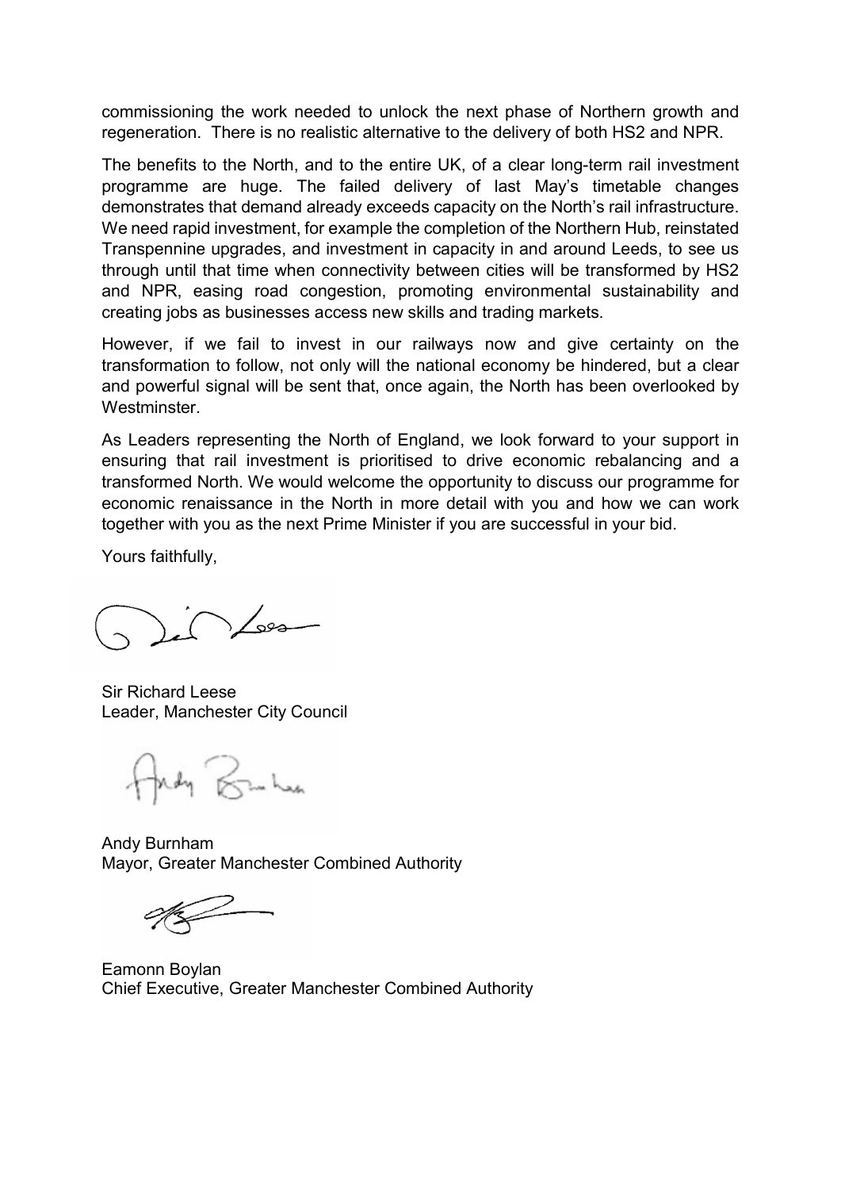commissioning the work needed to unlock the next phase of Northern growth and regeneration. There is no realistic alternative to the delivery of both HS2 and NPR.

The benefits to the North, and to the entire UK, of a clear long-term rail investment programme are huge. The failed delivery of last May's timetable changes demonstrates that demand already exceeds capacity on the North's rail infrastructure. We need rapid investment, for example the completion of the Northern Hub, reinstated Transpennine upgrades, and investment in capacity in and around Leeds, to see us through until that time when connectivity between cities will be transformed by HS2 and NPR, easing road congestion, promoting environmental sustainability and creating jobs as businesses access new skills and trading markets.

However, if we fail to invest in our railways now and give certainty on the transformation to follow, not only will the national economy be hindered, but a clear and powerful signal will be sent that, once again, the North has been overlooked by Westminster.

As Leaders representing the North of England, we look forward to your support in ensuring that rail investment is prioritised to drive economic rebalancing and a transformed North. We would welcome the opportunity to discuss our programme for economic renaissance in the North in more detail with you and how we can work together with you as the next Prime Minister if you are successful in your bid.

Yours faithfully,

Sir Richard Leese
Leader, Manchester City Council

Andy Burnham
Mayor, Greater Manchester Combined Authority

Eamonn Boylan
Chief Executive, Greater Manchester Combined Authority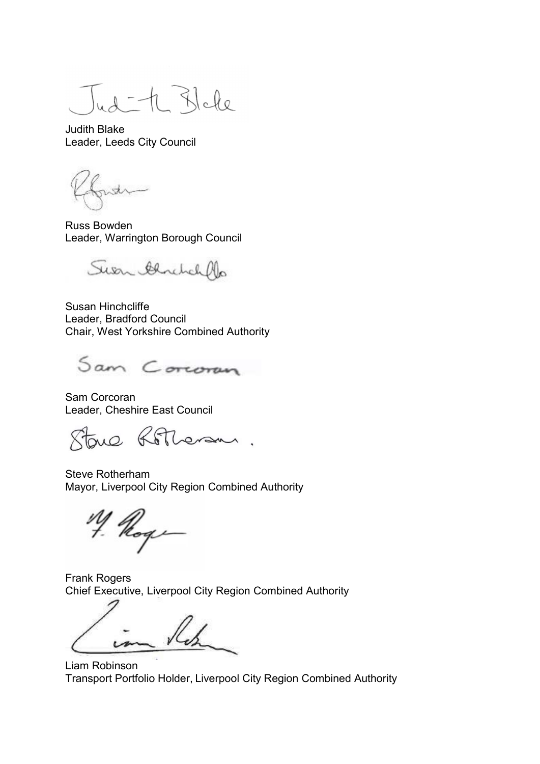Judith Blake
Leader, Leeds City Council

Russ Bowden
Leader, Warrington Borough Council

Susan Hinchcliffe
Leader, Bradford Council
Chair, West Yorkshire Combined Authority

Sam Corcoran
Leader, Cheshire East Council

Steve Rotherham
Mayor, Liverpool City Region Combined Authority

Frank Rogers
Chief Executive, Liverpool City Region Combined Authority

Liam Robinson
Transport Portfolio Holder, Liverpool City Region Combined Authority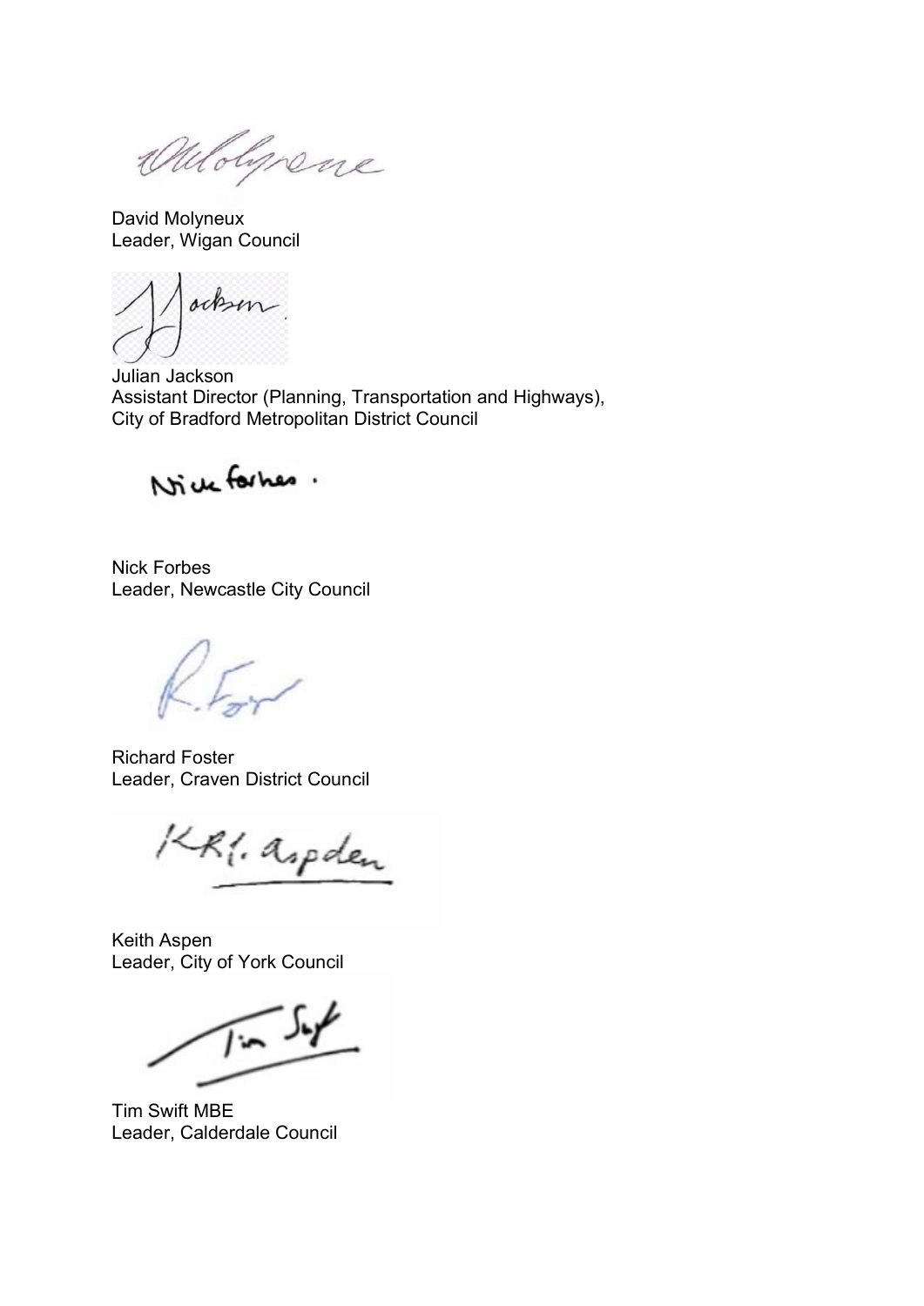David Molyneux
Leader, Wigan Council

Julian Jackson
Assistant Director (Planning, Transportation and Highways),
City of Bradford Metropolitan District Council

Nick Forbes
Leader, Newcastle City Council

Richard Foster
Leader, Craven District Council

Keith Aspen
Leader, City of York Council

Tim Swift MBE
Leader, Calderdale Council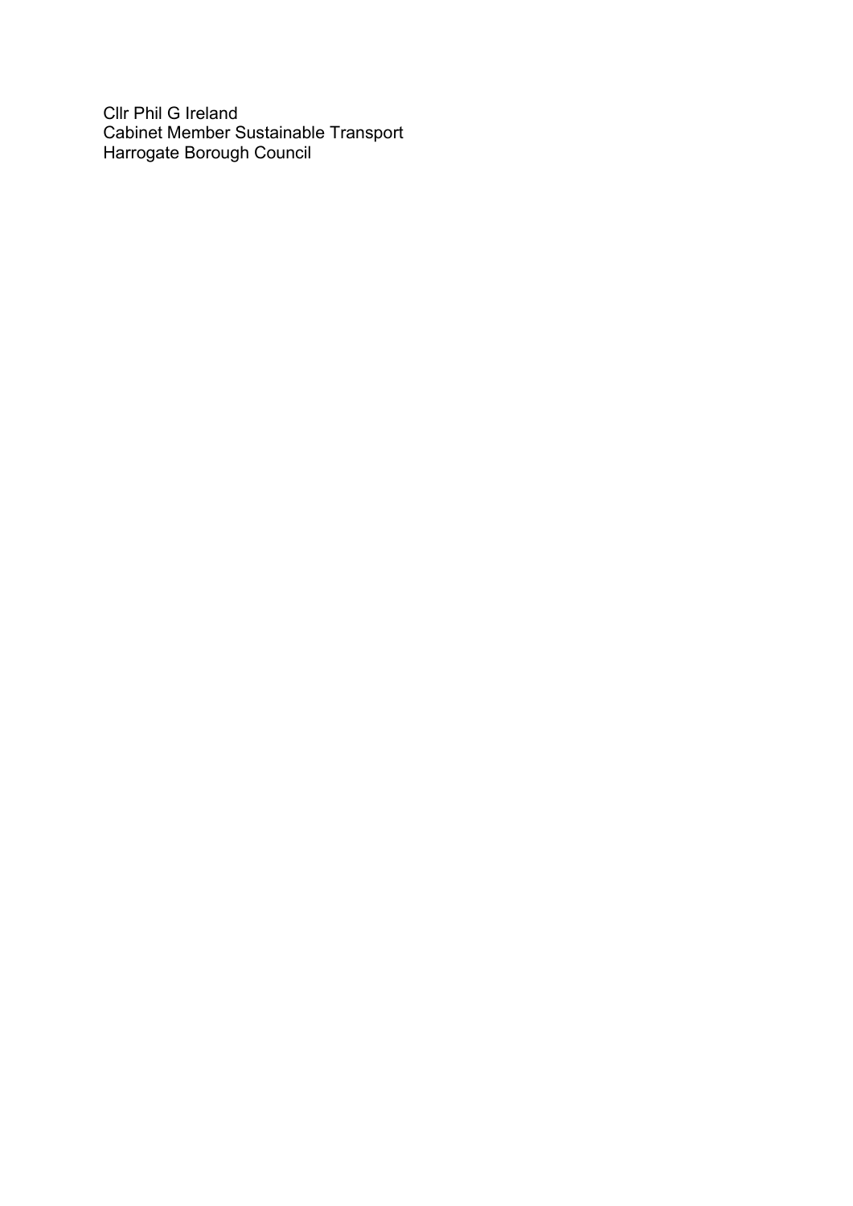Cllr Phil G Ireland
Cabinet Member Sustainable Transport
Harrogate Borough Council